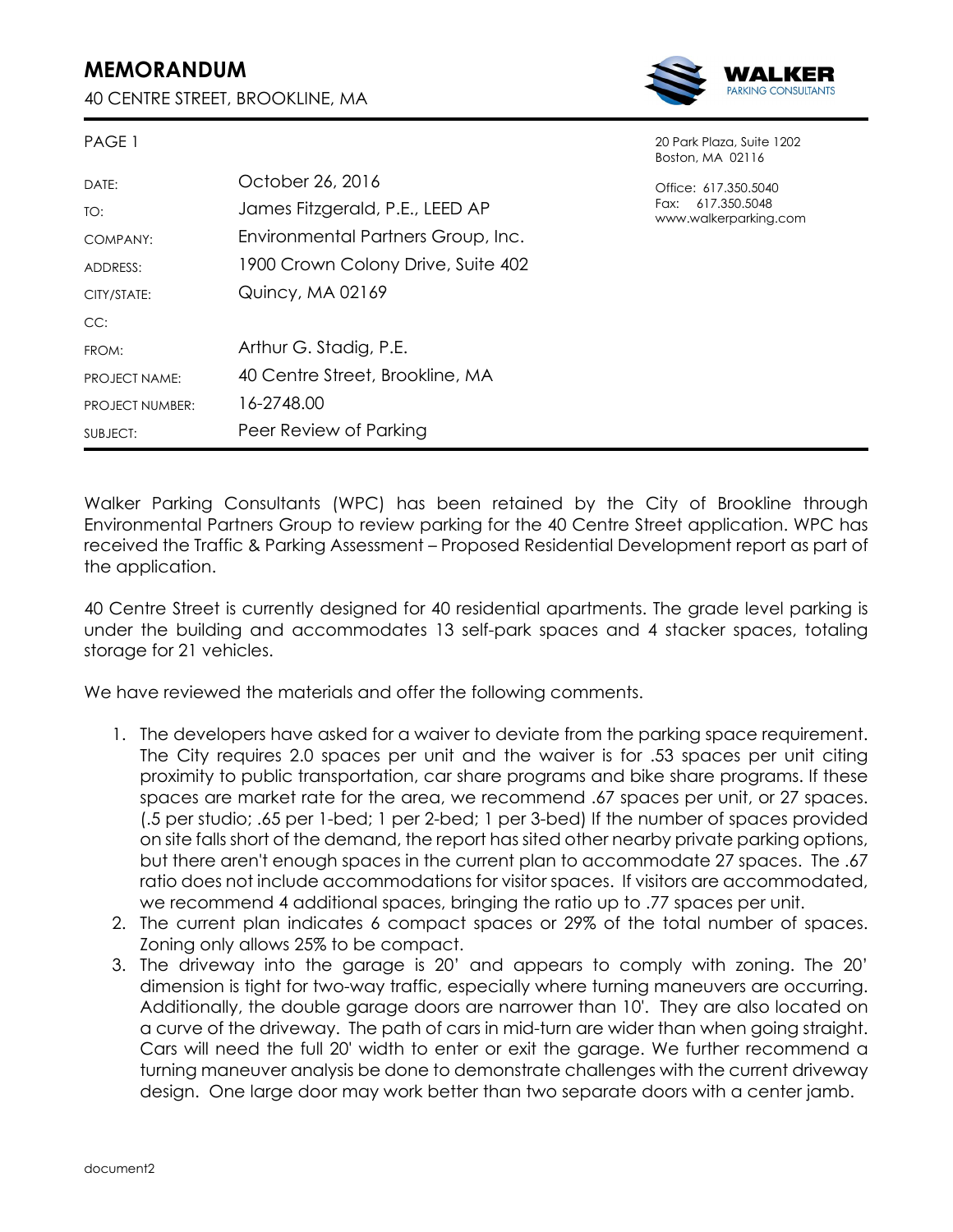# MEMORANDUM

40 CENTRE STREET, BROOKLINE, MA

**WALKER** PARKING CONSULTANTS

20 Park Plaza, Suite 1202
Boston, MA 02116

Office: 617.350.5040
Fax: 617.350.5048
www.walkerparking.com

| | |
|---|---|
| DATE: | October 26, 2016 |
| TO: | James Fitzgerald, P.E., LEED AP |
| COMPANY: | Environmental Partners Group, Inc. |
| ADDRESS: | 1900 Crown Colony Drive, Suite 402 |
| CITY/STATE: | Quincy, MA 02169 |
| CC: | |
| FROM: | Arthur G. Stadig, P.E. |
| PROJECT NAME: | 40 Centre Street, Brookline, MA |
| PROJECT NUMBER: | 16-2748.00 |
| SUBJECT: | Peer Review of Parking |

Walker Parking Consultants (WPC) has been retained by the City of Brookline through Environmental Partners Group to review parking for the 40 Centre Street application. WPC has received the Traffic & Parking Assessment – Proposed Residential Development report as part of the application.

40 Centre Street is currently designed for 40 residential apartments. The grade level parking is under the building and accommodates 13 self-park spaces and 4 stacker spaces, totaling storage for 21 vehicles.

We have reviewed the materials and offer the following comments.

1. The developers have asked for a waiver to deviate from the parking space requirement. The City requires 2.0 spaces per unit and the waiver is for .53 spaces per unit citing proximity to public transportation, car share programs and bike share programs. If these spaces are market rate for the area, we recommend .67 spaces per unit, or 27 spaces. (.5 per studio; .65 per 1-bed; 1 per 2-bed; 1 per 3-bed) If the number of spaces provided on site falls short of the demand, the report has sited other nearby private parking options, but there aren't enough spaces in the current plan to accommodate 27 spaces. The .67 ratio does not include accommodations for visitor spaces. If visitors are accommodated, we recommend 4 additional spaces, bringing the ratio up to .77 spaces per unit.
2. The current plan indicates 6 compact spaces or 29% of the total number of spaces. Zoning only allows 25% to be compact.
3. The driveway into the garage is 20' and appears to comply with zoning. The 20' dimension is tight for two-way traffic, especially where turning maneuvers are occurring. Additionally, the double garage doors are narrower than 10'. They are also located on a curve of the driveway. The path of cars in mid-turn are wider than when going straight. Cars will need the full 20' width to enter or exit the garage. We further recommend a turning maneuver analysis be done to demonstrate challenges with the current driveway design. One large door may work better than two separate doors with a center jamb.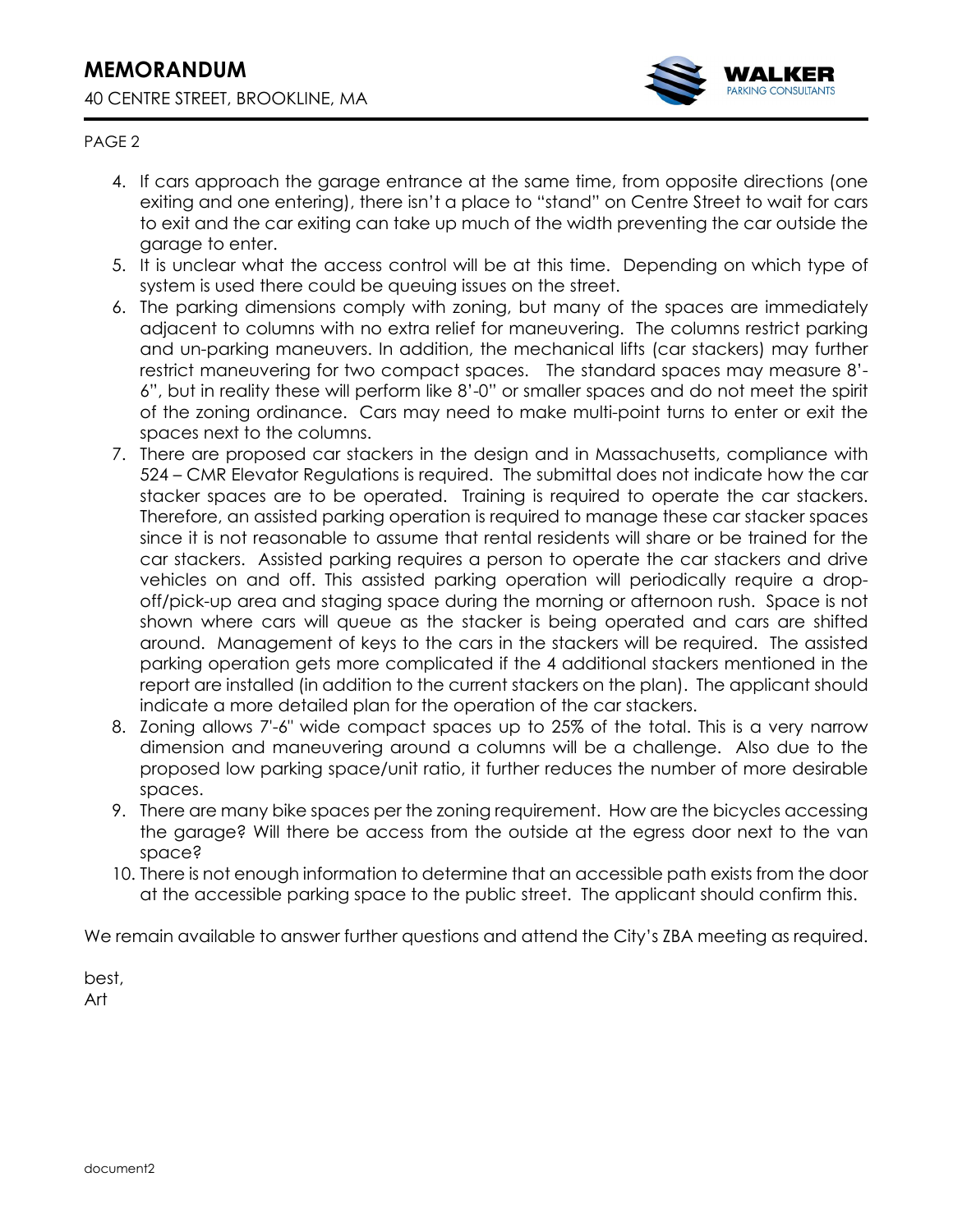4. If cars approach the garage entrance at the same time, from opposite directions (one exiting and one entering), there isn't a place to "stand" on Centre Street to wait for cars to exit and the car exiting can take up much of the width preventing the car outside the garage to enter.
5. It is unclear what the access control will be at this time. Depending on which type of system is used there could be queuing issues on the street.
6. The parking dimensions comply with zoning, but many of the spaces are immediately adjacent to columns with no extra relief for maneuvering. The columns restrict parking and un-parking maneuvers. In addition, the mechanical lifts (car stackers) may further restrict maneuvering for two compact spaces. The standard spaces may measure 8'-6", but in reality these will perform like 8'-0" or smaller spaces and do not meet the spirit of the zoning ordinance. Cars may need to make multi-point turns to enter or exit the spaces next to the columns.
7. There are proposed car stackers in the design and in Massachusetts, compliance with 524 – CMR Elevator Regulations is required. The submittal does not indicate how the car stacker spaces are to be operated. Training is required to operate the car stackers. Therefore, an assisted parking operation is required to manage these car stacker spaces since it is not reasonable to assume that rental residents will share or be trained for the car stackers. Assisted parking requires a person to operate the car stackers and drive vehicles on and off. This assisted parking operation will periodically require a drop-off/pick-up area and staging space during the morning or afternoon rush. Space is not shown where cars will queue as the stacker is being operated and cars are shifted around. Management of keys to the cars in the stackers will be required. The assisted parking operation gets more complicated if the 4 additional stackers mentioned in the report are installed (in addition to the current stackers on the plan). The applicant should indicate a more detailed plan for the operation of the car stackers.
8. Zoning allows 7'-6" wide compact spaces up to 25% of the total. This is a very narrow dimension and maneuvering around a columns will be a challenge. Also due to the proposed low parking space/unit ratio, it further reduces the number of more desirable spaces.
9. There are many bike spaces per the zoning requirement. How are the bicycles accessing the garage? Will there be access from the outside at the egress door next to the van space?
10. There is not enough information to determine that an accessible path exists from the door at the accessible parking space to the public street. The applicant should confirm this.

We remain available to answer further questions and attend the City's ZBA meeting as required.

best,
Art